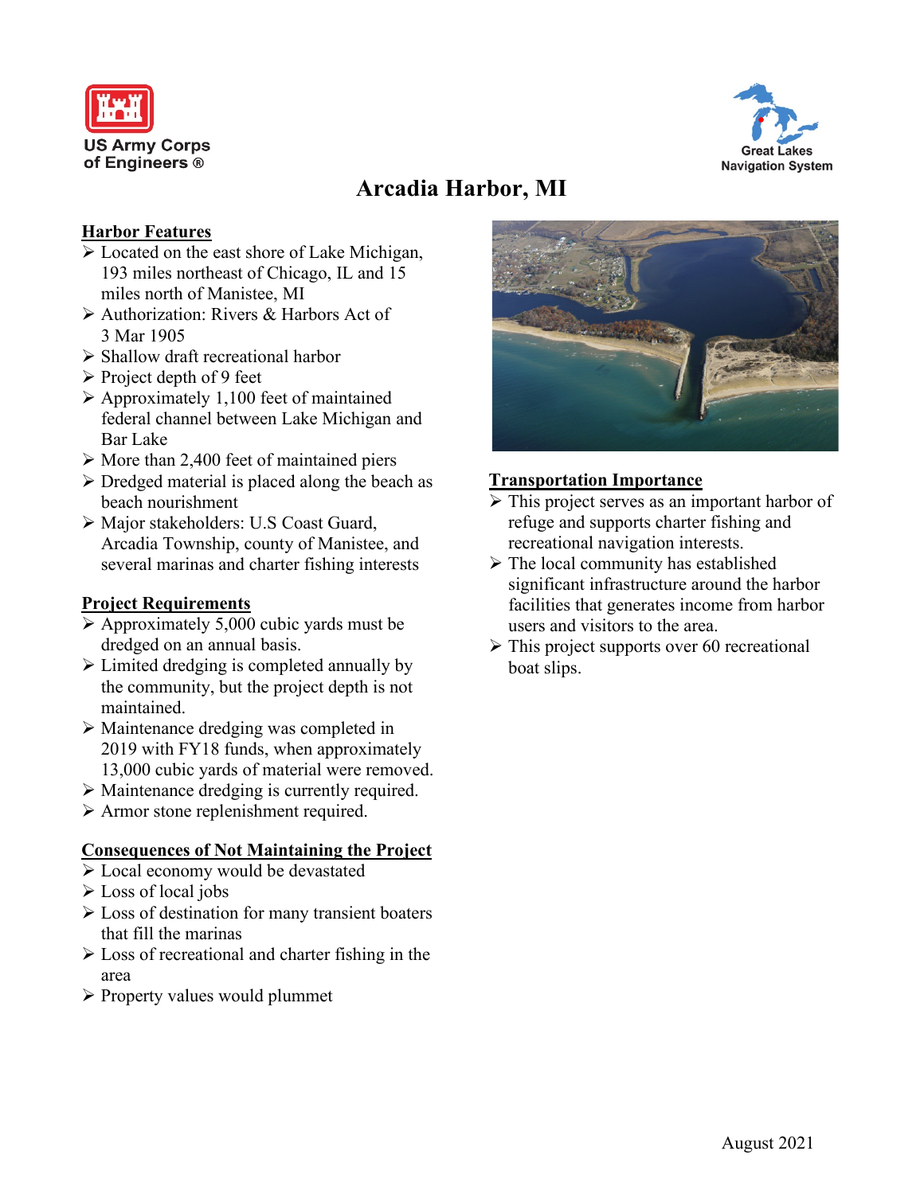US Army Corps of Engineers ®

Great Lakes Navigation System

# Arcadia Harbor, MI

## Harbor Features

- Located on the east shore of Lake Michigan, 193 miles northeast of Chicago, IL and 15 miles north of Manistee, MI
- Authorization: Rivers & Harbors Act of 3 Mar 1905
- Shallow draft recreational harbor
- Project depth of 9 feet
- Approximately 1,100 feet of maintained federal channel between Lake Michigan and Bar Lake
- More than 2,400 feet of maintained piers
- Dredged material is placed along the beach as beach nourishment
- Major stakeholders: U.S Coast Guard, Arcadia Township, county of Manistee, and several marinas and charter fishing interests

## Project Requirements

- Approximately 5,000 cubic yards must be dredged on an annual basis.
- Limited dredging is completed annually by the community, but the project depth is not maintained.
- Maintenance dredging was completed in 2019 with FY18 funds, when approximately 13,000 cubic yards of material were removed.
- Maintenance dredging is currently required.
- Armor stone replenishment required.

## Consequences of Not Maintaining the Project

- Local economy would be devastated
- Loss of local jobs
- Loss of destination for many transient boaters that fill the marinas
- Loss of recreational and charter fishing in the area
- Property values would plummet

## Transportation Importance

- This project serves as an important harbor of refuge and supports charter fishing and recreational navigation interests.
- The local community has established significant infrastructure around the harbor facilities that generates income from harbor users and visitors to the area.
- This project supports over 60 recreational boat slips.

August 2021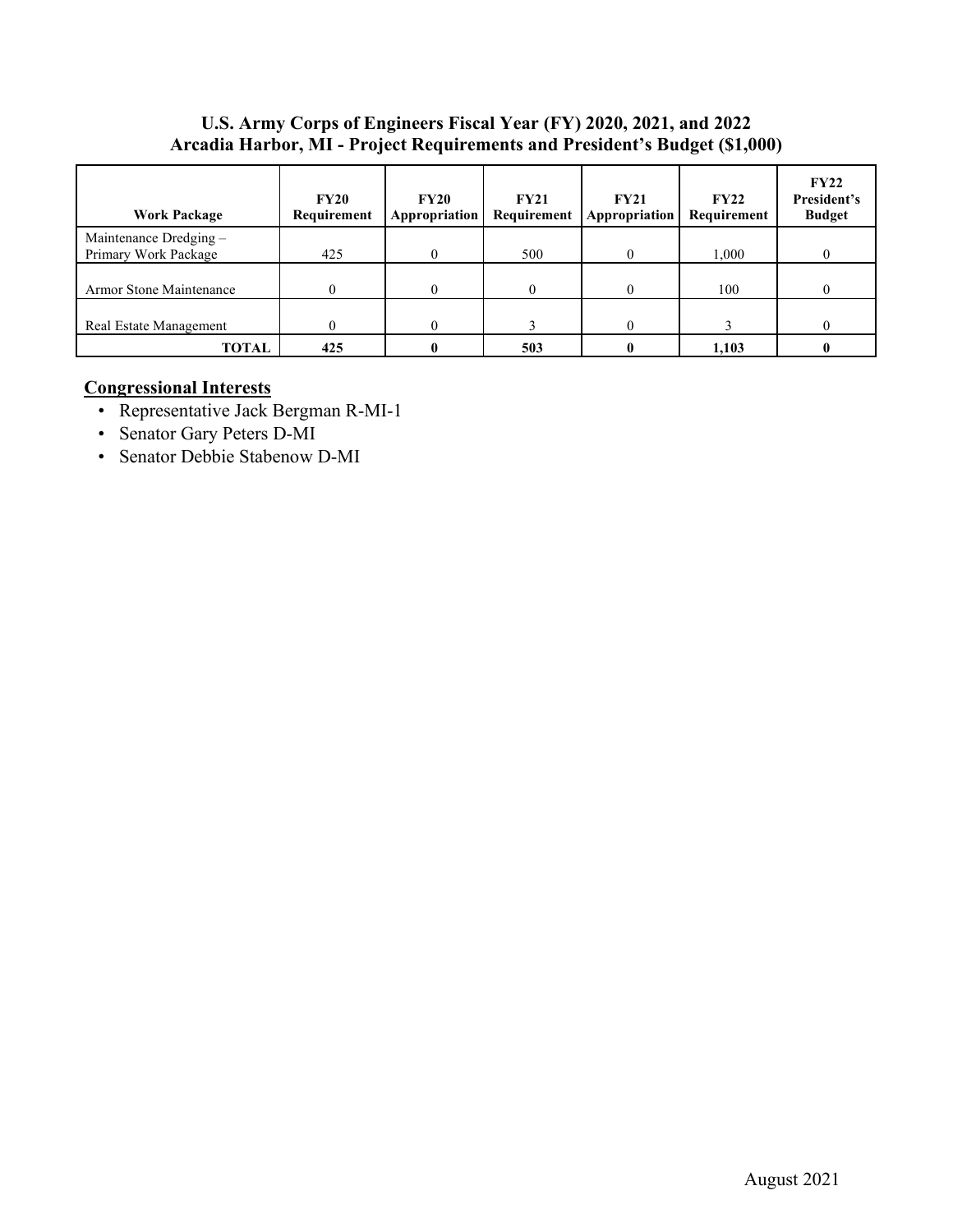**U.S. Army Corps of Engineers Fiscal Year (FY) 2020, 2021, and 2022**
**Arcadia Harbor, MI - Project Requirements and President's Budget ($1,000)**

| Work Package | FY20 Requirement | FY20 Appropriation | FY21 Requirement | FY21 Appropriation | FY22 Requirement | FY22 President's Budget |
|---|---|---|---|---|---|---|
| Maintenance Dredging – Primary Work Package | 425 | 0 | 500 | 0 | 1,000 | 0 |
| Armor Stone Maintenance | 0 | 0 | 0 | 0 | 100 | 0 |
| Real Estate Management | 0 | 0 | 3 | 0 | 3 | 0 |
| **TOTAL** | **425** | **0** | **503** | **0** | **1,103** | **0** |

## Congressional Interests

- Representative Jack Bergman R-MI-1
- Senator Gary Peters D-MI
- Senator Debbie Stabenow D-MI

August 2021